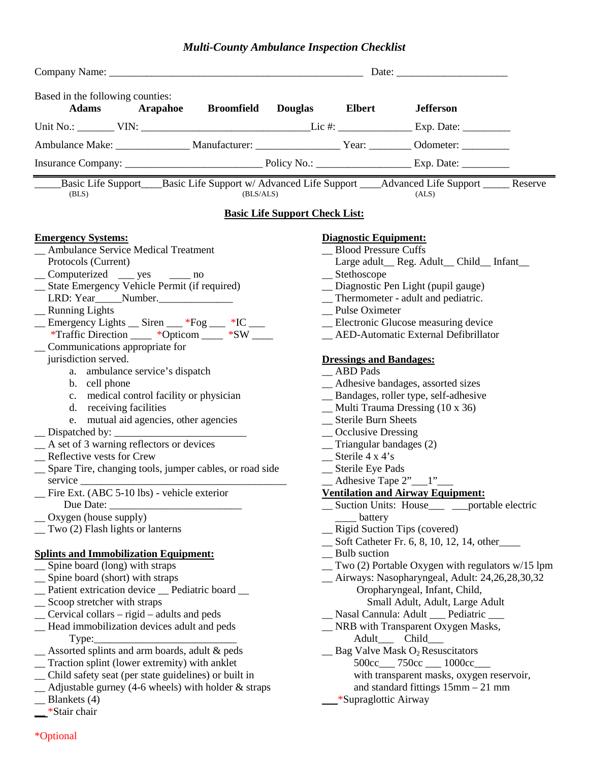# *Multi-County Ambulance Inspection Checklist*

Company Name: _______________________________________________ Date: ____________________

Based in the following counties:

**Adams** **Arapahoe** **Broomfield** **Douglas** **Elbert** **Jefferson**

Unit No.: _______ VIN: _______________________________Lic #: _____________ Exp. Date: _________

Ambulance Make: ______________ Manufacturer: _______________ Year: ________ Odometer: _________

Insurance Company: _________________________ Policy No.: _________________ Exp. Date: _________

_____Basic Life Support (BLS) ____Basic Life Support w/ Advanced Life Support (BLS/ALS) ____Advanced Life Support (ALS) _____ Reserve

## Basic Life Support Check List:

**Emergency Systems:**

__ Ambulance Service Medical Treatment Protocols (Current)

__ Computerized ___ yes ____ no

__ State Emergency Vehicle Permit (if required) LRD: Year_____Number.______________

__ Running Lights

__ Emergency Lights __ Siren ___ *Fog ___ *IC ___ *Traffic Direction ____ *Opticom ____ *SW ____

__ Communications appropriate for jurisdiction served.

a. ambulance service's dispatch
b. cell phone
c. medical control facility or physician
d. receiving facilities
e. mutual aid agencies, other agencies

__ Dispatched by: ________________________

__ A set of 3 warning reflectors or devices

__ Reflective vests for Crew

__ Spare Tire, changing tools, jumper cables, or road side service ________________________________________

__ Fire Ext. (ABC 5-10 lbs) - vehicle exterior Due Date: _________________________

__ Oxygen (house supply)

__ Two (2) Flash lights or lanterns

**Splints and Immobilization Equipment:**

__ Spine board (long) with straps

__ Spine board (short) with straps

__ Patient extrication device __ Pediatric board __

__ Scoop stretcher with straps

__ Cervical collars – rigid – adults and peds

__ Head immobilization devices adult and peds Type:___________________________

__ Assorted splints and arm boards, adult & peds

__ Traction splint (lower extremity) with anklet

__ Child safety seat (per state guidelines) or built in

__ Adjustable gurney (4-6 wheels) with holder & straps

__ Blankets (4)

__ *Stair chair

**Diagnostic Equipment:**

__ Blood Pressure Cuffs Large adult__ Reg. Adult__ Child__ Infant__

__ Stethoscope

__ Diagnostic Pen Light (pupil gauge)

__ Thermometer - adult and pediatric.

__ Pulse Oximeter

__ Electronic Glucose measuring device

__ AED-Automatic External Defibrillator

**Dressings and Bandages:**

__ ABD Pads

__ Adhesive bandages, assorted sizes

__ Bandages, roller type, self-adhesive

__ Multi Trauma Dressing (10 x 36)

__ Sterile Burn Sheets

__ Occlusive Dressing

__ Triangular bandages (2)

__ Sterile 4 x 4's

__ Sterile Eye Pads

__ Adhesive Tape 2"___1"___

**Ventilation and Airway Equipment:**

__ Suction Units: House___ ___portable electric ____ battery

__ Rigid Suction Tips (covered)

__ Soft Catheter Fr. 6, 8, 10, 12, 14, other____

__ Bulb suction

__ Two (2) Portable Oxygen with regulators w/15 lpm

__ Airways: Nasopharyngeal, Adult: 24,26,28,30,32 Oropharyngeal, Infant, Child, Small Adult, Adult, Large Adult

__ Nasal Cannula: Adult ___ Pediatric ___

__ NRB with Transparent Oxygen Masks, Adult___ Child___

__ Bag Valve Mask $O_2$ Resuscitators 500cc___ 750cc ___ 1000cc___ with transparent masks, oxygen reservoir, and standard fittings 15mm – 21 mm

___*Supraglottic Airway

*Optional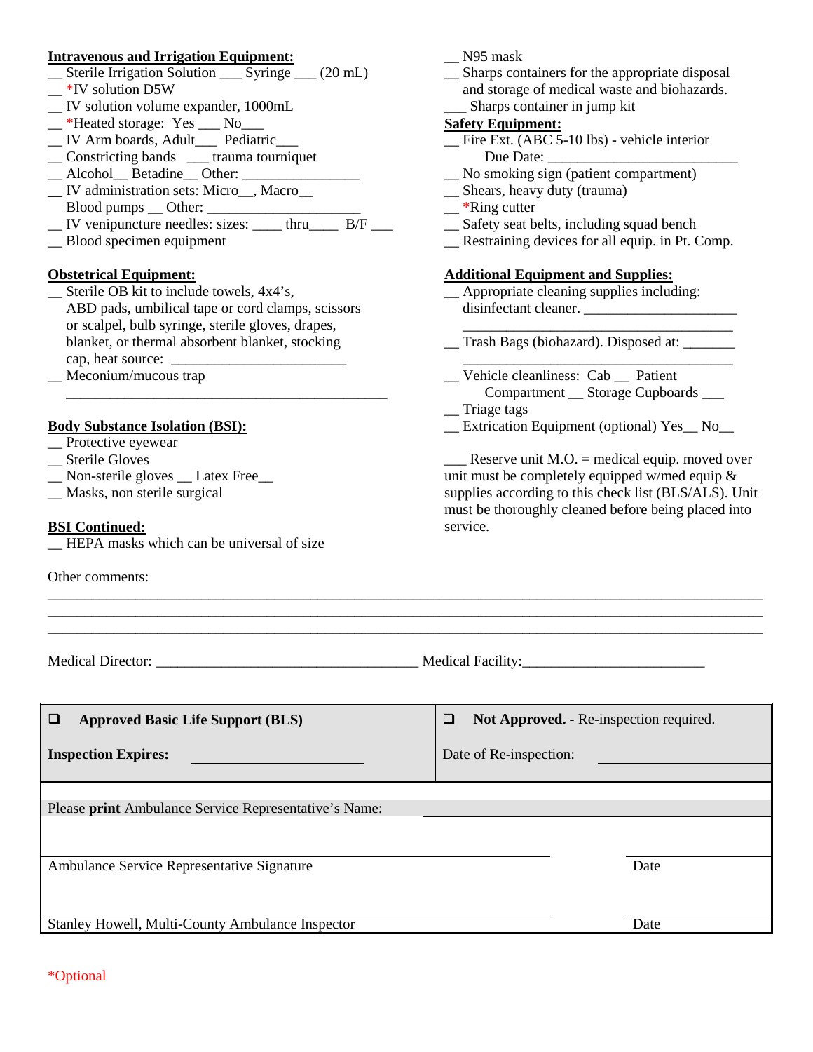**Intravenous and Irrigation Equipment:**

__ Sterile Irrigation Solution ___ Syringe ___ (20 mL)
__ *IV solution D5W
__ IV solution volume expander, 1000mL
__ *Heated storage: Yes ___ No___
__ IV Arm boards, Adult___ Pediatric___
__ Constricting bands ___ trauma tourniquet
__ Alcohol__ Betadine__ Other: ________________
__ IV administration sets: Micro__, Macro__
Blood pumps __ Other: _____________________
__ IV venipuncture needles: sizes: ____ thru____ B/F ___
__ Blood specimen equipment

**Obstetrical Equipment:**

__ Sterile OB kit to include towels, 4x4's, ABD pads, umbilical tape or cord clamps, scissors or scalpel, bulb syringe, sterile gloves, drapes, blanket, or thermal absorbent blanket, stocking cap, heat source: ________________________
__ Meconium/mucous trap
_____________________________________________

**Body Substance Isolation (BSI):**

__ Protective eyewear
__ Sterile Gloves
__ Non-sterile gloves __ Latex Free__
__ Masks, non sterile surgical

**BSI Continued:**

__ HEPA masks which can be universal of size
__ N95 mask
__ Sharps containers for the appropriate disposal and storage of medical waste and biohazards.
___ Sharps container in jump kit

**Safety Equipment:**

__ Fire Ext. (ABC 5-10 lbs) - vehicle interior
Due Date: _________________________
__ No smoking sign (patient compartment)
__ Shears, heavy duty (trauma)
__ *Ring cutter
__ Safety seat belts, including squad bench
__ Restraining devices for all equip. in Pt. Comp.

**Additional Equipment and Supplies:**

__ Appropriate cleaning supplies including: disinfectant cleaner. _____________________
_____________________________________
__ Trash Bags (biohazard). Disposed at: _______
_____________________________________
__ Vehicle cleanliness: Cab __ Patient Compartment __ Storage Cupboards ___
__ Triage tags
__ Extrication Equipment (optional) Yes__ No__

___ Reserve unit M.O. = medical equip. moved over unit must be completely equipped w/med equip & supplies according to this check list (BLS/ALS). Unit must be thoroughly cleaned before being placed into service.

Other comments:

_______________________________________________________________________________________
_______________________________________________________________________________________
_______________________________________________________________________________________

Medical Director: ___________________________________ Medical Facility:_________________________

| | |
|---|---|
| ❑ **Approved Basic Life Support (BLS)**<br>**Inspection Expires:** ______________________ | ❑ **Not Approved.** - Re-inspection required.<br>Date of Re-inspection: ______________________ |

Please **print** Ambulance Service Representative's Name: ______________________

Ambulance Service Representative Signature _______________ Date _______________

Stanley Howell, Multi-County Ambulance Inspector _______________ Date _______________

*Optional